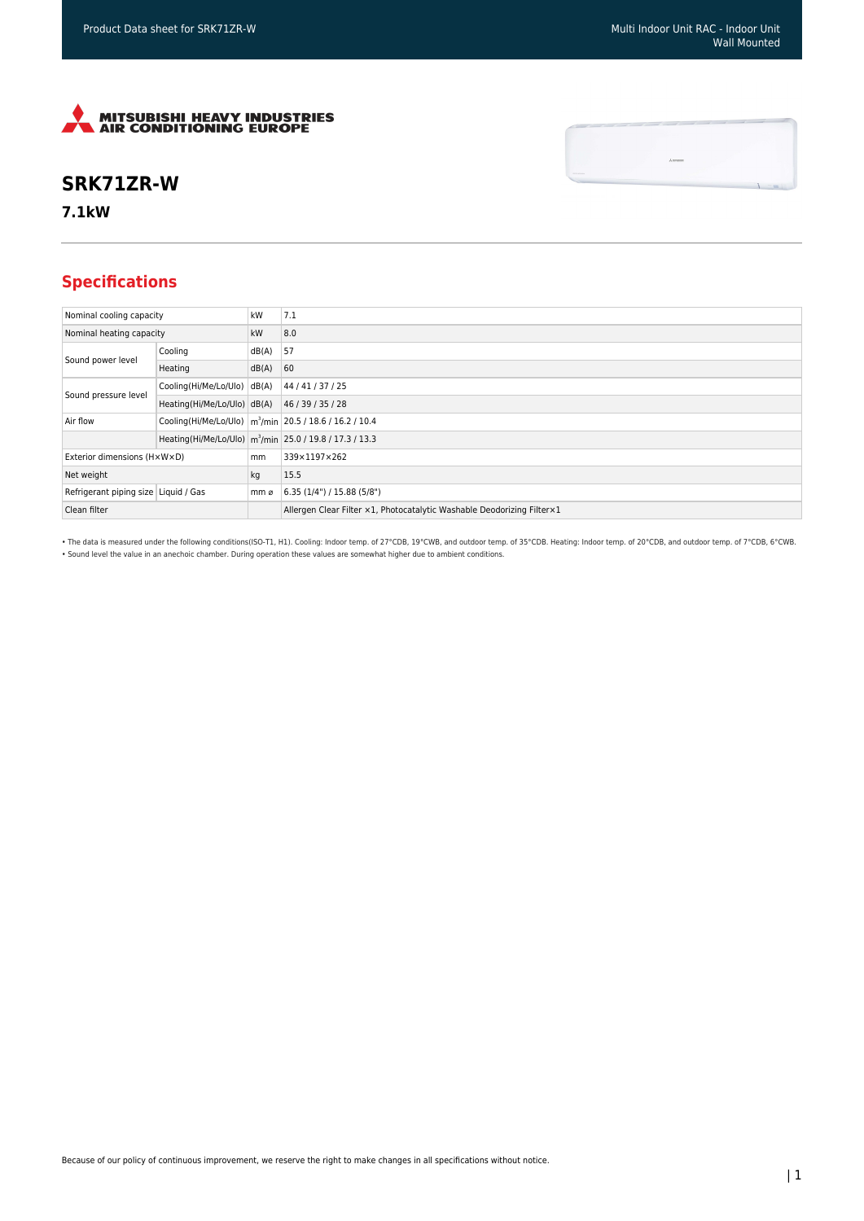# SRK71ZR-W

## 7.1kW

## Specifications

| | | | |
|---|---|---|---|
| Nominal cooling capacity | | kW | 7.1 |
| Nominal heating capacity | | kW | 8.0 |
| Sound power level | Cooling | dB(A) | 57 |
| | Heating | dB(A) | 60 |
| Sound pressure level | Cooling(Hi/Me/Lo/Ulo) | dB(A) | 44 / 41 / 37 / 25 |
| | Heating(Hi/Me/Lo/Ulo) | dB(A) | 46 / 39 / 35 / 28 |
| Air flow | Cooling(Hi/Me/Lo/Ulo) | $m^3$/min | 20.5 / 18.6 / 16.2 / 10.4 |
| | Heating(Hi/Me/Lo/Ulo) | $m^3$/min | 25.0 / 19.8 / 17.3 / 13.3 |
| Exterior dimensions (H×W×D) | | mm | 339×1197×262 |
| Net weight | | kg | 15.5 |
| Refrigerant piping size | Liquid / Gas | mm ø | 6.35 (1/4") / 15.88 (5/8") |
| Clean filter | | | Allergen Clear Filter ×1, Photocatalytic Washable Deodorizing Filter×1 |

• The data is measured under the following conditions(ISO-T1, H1). Cooling: Indoor temp. of 27°CDB, 19°CWB, and outdoor temp. of 35°CDB. Heating: Indoor temp. of 20°CDB, and outdoor temp. of 7°CDB, 6°CWB.

• Sound level the value in an anechoic chamber. During operation these values are somewhat higher due to ambient conditions.

Because of our policy of continuous improvement, we reserve the right to make changes in all specifications without notice.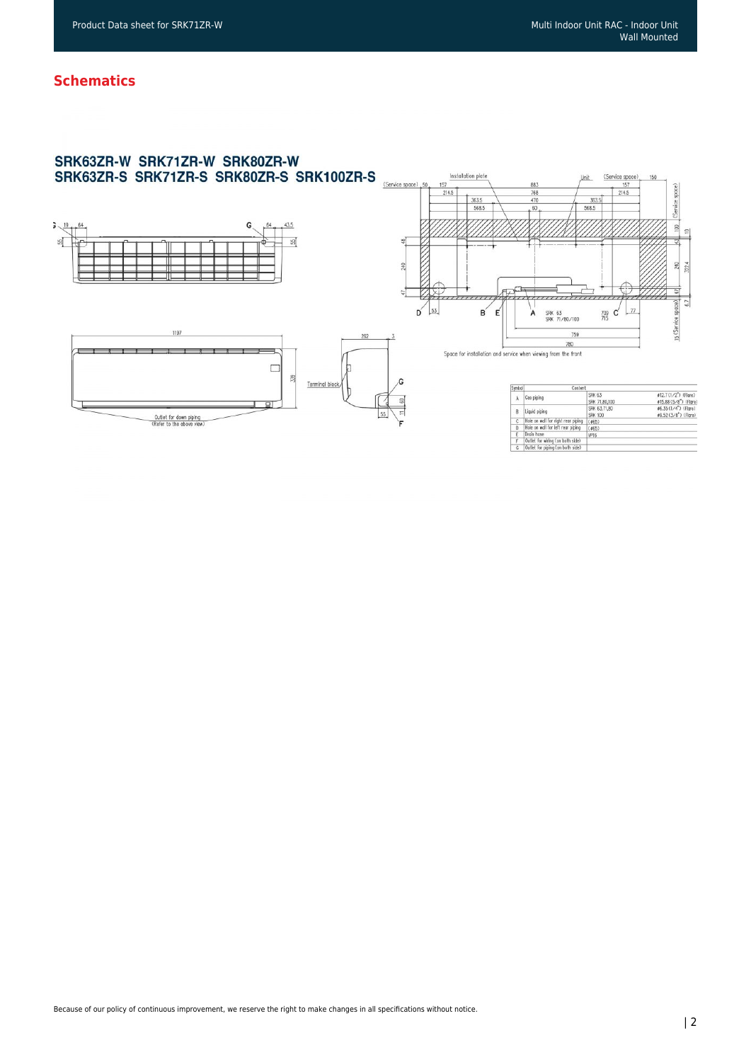## Schematics

**SRK63ZR-W SRK71ZR-W SRK80ZR-W**
**SRK63ZR-S SRK71ZR-S SRK80ZR-S SRK100ZR-S**

G 18 64
G 64 43.5
55
55

1197
339
Outlet for down piping
(Refer to the above view)

282
3
Terminal block
G
60
55
11
F

(Service space) 50
Installation plate
Unit
(Service space) 150
157
883
157
214.5
768
214.5
363.5
470
363.5
568.5
60
568.5
(Service space)
100
10
48
43
240
282
332.4
47
47
6.7
53
D
B
E
A
SRK 63
SRK 71/80/100
709
715
C
77
15 (Service space)
759
780
Space for installation and service when viewing from the front

| Symbol | Content | | |
| --- | --- | --- | --- |
| A | Gas piping | SRK 63 | φ12.7 (1/2") (Flare) |
| | | SRK 71,80,100 | φ15.88 (5/8") (Flare) |
| B | Liquid piping | SRK 63,71,80 | φ6.35 (1/4") (Flare) |
| | | SRK 100 | φ9.52 (3/8") (Flare) |
| C | Hole on wall for right rear piping | (φ65) | |
| D | Hole on wall for left rear piping | (φ65) | |
| E | Drain hose | VP16 | |
| F | Outlet for wiring (on both side) | | |
| G | Outlet for piping (on both side) | | |

Because of our policy of continuous improvement, we reserve the right to make changes in all specifications without notice.